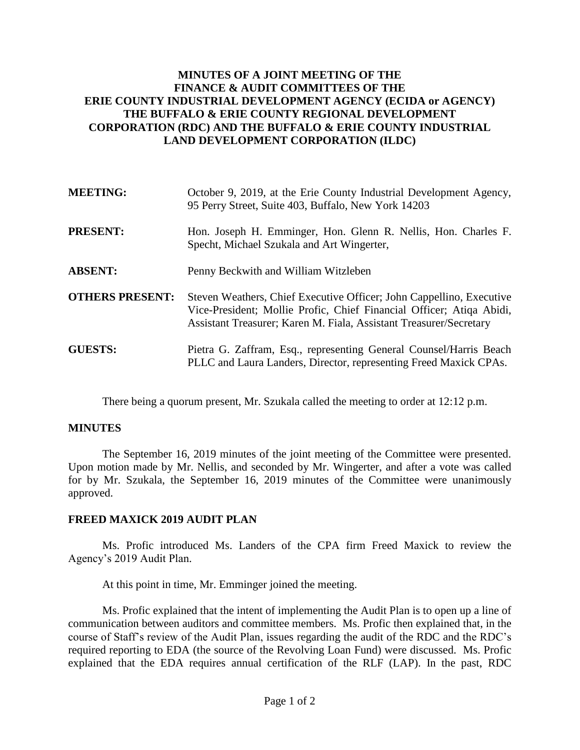# MINUTES OF A JOINT MEETING OF THE FINANCE & AUDIT COMMITTEES OF THE ERIE COUNTY INDUSTRIAL DEVELOPMENT AGENCY (ECIDA or AGENCY) THE BUFFALO & ERIE COUNTY REGIONAL DEVELOPMENT CORPORATION (RDC) AND THE BUFFALO & ERIE COUNTY INDUSTRIAL LAND DEVELOPMENT CORPORATION (ILDC)

**MEETING:** October 9, 2019, at the Erie County Industrial Development Agency, 95 Perry Street, Suite 403, Buffalo, New York 14203

**PRESENT:** Hon. Joseph H. Emminger, Hon. Glenn R. Nellis, Hon. Charles F. Specht, Michael Szukala and Art Wingerter,

**ABSENT:** Penny Beckwith and William Witzleben

**OTHERS PRESENT:** Steven Weathers, Chief Executive Officer; John Cappellino, Executive Vice-President; Mollie Profic, Chief Financial Officer; Atiqa Abidi, Assistant Treasurer; Karen M. Fiala, Assistant Treasurer/Secretary

**GUESTS:** Pietra G. Zaffram, Esq., representing General Counsel/Harris Beach PLLC and Laura Landers, Director, representing Freed Maxick CPAs.

There being a quorum present, Mr. Szukala called the meeting to order at 12:12 p.m.

## MINUTES

The September 16, 2019 minutes of the joint meeting of the Committee were presented. Upon motion made by Mr. Nellis, and seconded by Mr. Wingerter, and after a vote was called for by Mr. Szukala, the September 16, 2019 minutes of the Committee were unanimously approved.

## FREED MAXICK 2019 AUDIT PLAN

Ms. Profic introduced Ms. Landers of the CPA firm Freed Maxick to review the Agency's 2019 Audit Plan.

At this point in time, Mr. Emminger joined the meeting.

Ms. Profic explained that the intent of implementing the Audit Plan is to open up a line of communication between auditors and committee members. Ms. Profic then explained that, in the course of Staff's review of the Audit Plan, issues regarding the audit of the RDC and the RDC's required reporting to EDA (the source of the Revolving Loan Fund) were discussed. Ms. Profic explained that the EDA requires annual certification of the RLF (LAP). In the past, RDC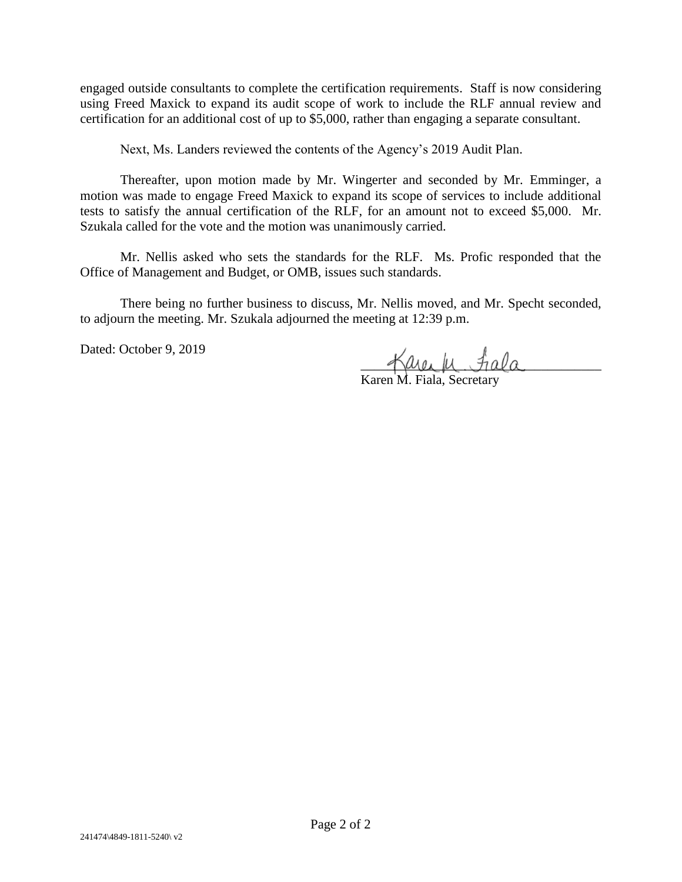engaged outside consultants to complete the certification requirements. Staff is now considering using Freed Maxick to expand its audit scope of work to include the RLF annual review and certification for an additional cost of up to $5,000, rather than engaging a separate consultant.

Next, Ms. Landers reviewed the contents of the Agency's 2019 Audit Plan.

Thereafter, upon motion made by Mr. Wingerter and seconded by Mr. Emminger, a motion was made to engage Freed Maxick to expand its scope of services to include additional tests to satisfy the annual certification of the RLF, for an amount not to exceed $5,000. Mr. Szukala called for the vote and the motion was unanimously carried.

Mr. Nellis asked who sets the standards for the RLF. Ms. Profic responded that the Office of Management and Budget, or OMB, issues such standards.

There being no further business to discuss, Mr. Nellis moved, and Mr. Specht seconded, to adjourn the meeting. Mr. Szukala adjourned the meeting at 12:39 p.m.

Dated: October 9, 2019

Karen M. Fiala

Karen M. Fiala, Secretary

241474\4849-1811-5240\ v2